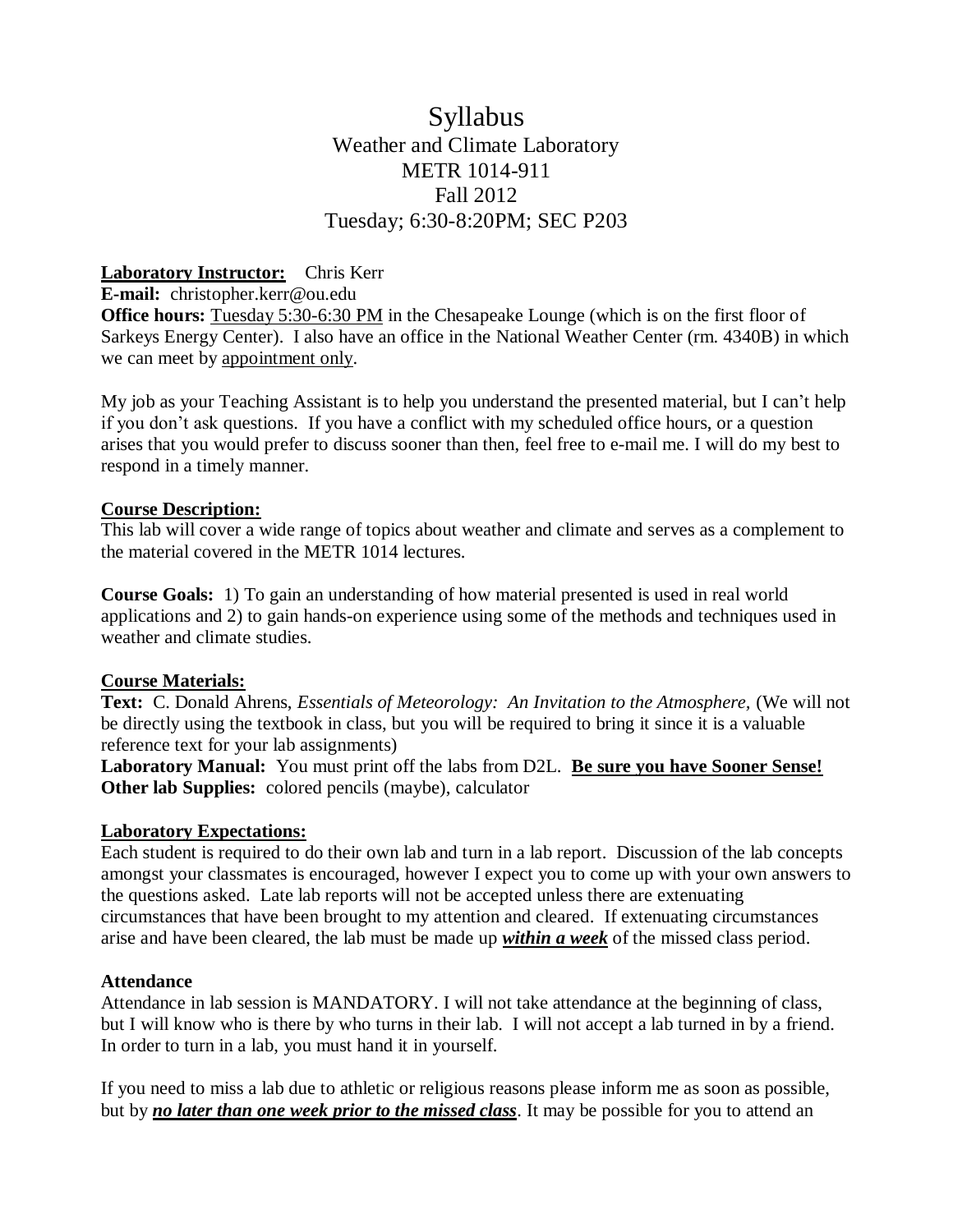# Syllabus

## Weather and Climate Laboratory
## METR 1014-911
## Fall 2012
## Tuesday; 6:30-8:20PM; SEC P203

**Laboratory Instructor:** Chris Kerr

**E-mail:** christopher.kerr@ou.edu

**Office hours:** Tuesday 5:30-6:30 PM in the Chesapeake Lounge (which is on the first floor of Sarkeys Energy Center). I also have an office in the National Weather Center (rm. 4340B) in which we can meet by appointment only.

My job as your Teaching Assistant is to help you understand the presented material, but I can't help if you don't ask questions. If you have a conflict with my scheduled office hours, or a question arises that you would prefer to discuss sooner than then, feel free to e-mail me. I will do my best to respond in a timely manner.

**Course Description:**

This lab will cover a wide range of topics about weather and climate and serves as a complement to the material covered in the METR 1014 lectures.

**Course Goals:** 1) To gain an understanding of how material presented is used in real world applications and 2) to gain hands-on experience using some of the methods and techniques used in weather and climate studies.

**Course Materials:**

**Text:** C. Donald Ahrens, *Essentials of Meteorology: An Invitation to the Atmosphere,* (We will not be directly using the textbook in class, but you will be required to bring it since it is a valuable reference text for your lab assignments)

**Laboratory Manual:** You must print off the labs from D2L. **Be sure you have Sooner Sense!**

**Other lab Supplies:** colored pencils (maybe), calculator

**Laboratory Expectations:**

Each student is required to do their own lab and turn in a lab report. Discussion of the lab concepts amongst your classmates is encouraged, however I expect you to come up with your own answers to the questions asked. Late lab reports will not be accepted unless there are extenuating circumstances that have been brought to my attention and cleared. If extenuating circumstances arise and have been cleared, the lab must be made up ***within a week*** of the missed class period.

**Attendance**

Attendance in lab session is MANDATORY. I will not take attendance at the beginning of class, but I will know who is there by who turns in their lab. I will not accept a lab turned in by a friend. In order to turn in a lab, you must hand it in yourself.

If you need to miss a lab due to athletic or religious reasons please inform me as soon as possible, but by ***no later than one week prior to the missed class***. It may be possible for you to attend an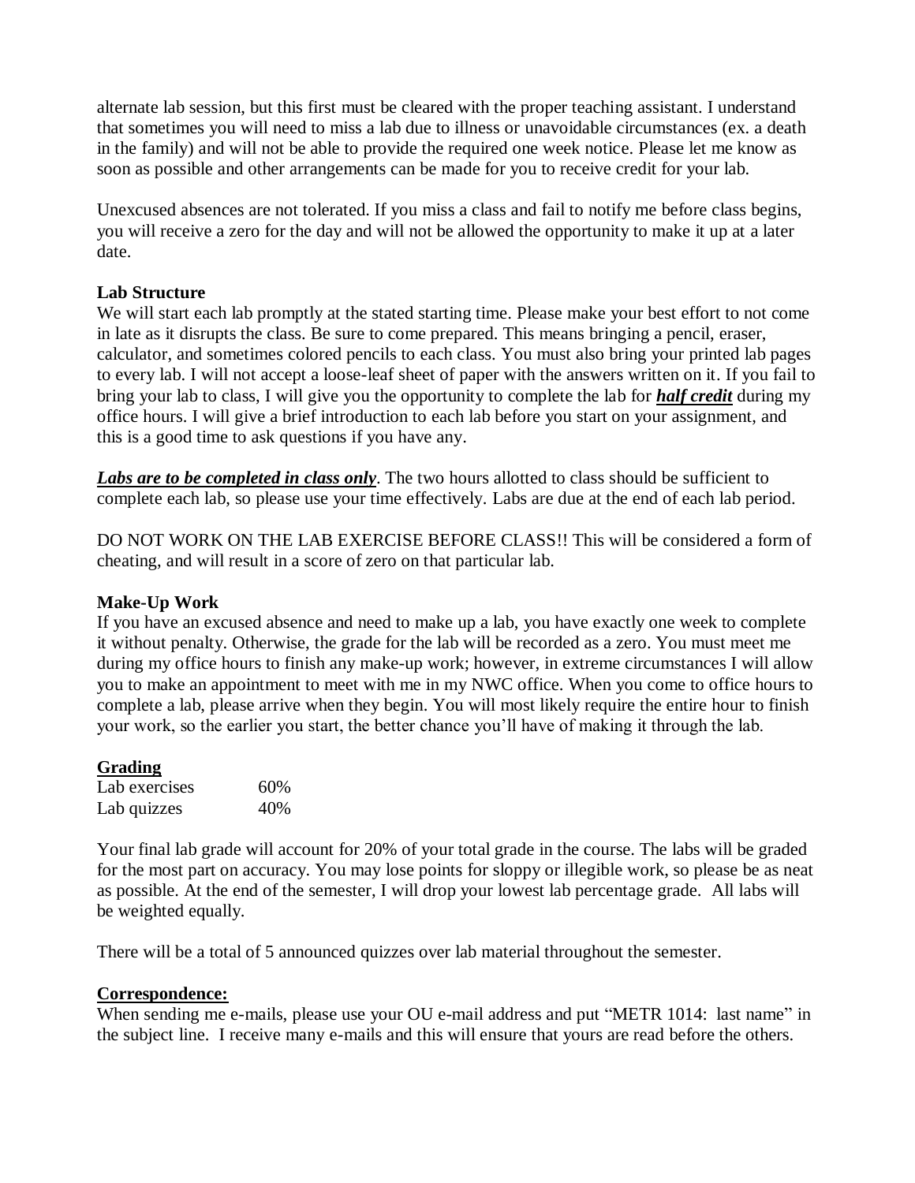alternate lab session, but this first must be cleared with the proper teaching assistant. I understand that sometimes you will need to miss a lab due to illness or unavoidable circumstances (ex. a death in the family) and will not be able to provide the required one week notice. Please let me know as soon as possible and other arrangements can be made for you to receive credit for your lab.

Unexcused absences are not tolerated. If you miss a class and fail to notify me before class begins, you will receive a zero for the day and will not be allowed the opportunity to make it up at a later date.

**Lab Structure**

We will start each lab promptly at the stated starting time. Please make your best effort to not come in late as it disrupts the class. Be sure to come prepared. This means bringing a pencil, eraser, calculator, and sometimes colored pencils to each class. You must also bring your printed lab pages to every lab. I will not accept a loose-leaf sheet of paper with the answers written on it. If you fail to bring your lab to class, I will give you the opportunity to complete the lab for <u>***half credit***</u> during my office hours. I will give a brief introduction to each lab before you start on your assignment, and this is a good time to ask questions if you have any.

<u>***Labs are to be completed in class only***</u>. The two hours allotted to class should be sufficient to complete each lab, so please use your time effectively. Labs are due at the end of each lab period.

DO NOT WORK ON THE LAB EXERCISE BEFORE CLASS!! This will be considered a form of cheating, and will result in a score of zero on that particular lab.

**Make-Up Work**

If you have an excused absence and need to make up a lab, you have exactly one week to complete it without penalty. Otherwise, the grade for the lab will be recorded as a zero. You must meet me during my office hours to finish any make-up work; however, in extreme circumstances I will allow you to make an appointment to meet with me in my NWC office. When you come to office hours to complete a lab, please arrive when they begin. You will most likely require the entire hour to finish your work, so the earlier you start, the better chance you'll have of making it through the lab.

<u>**Grading**</u>

| Lab exercises | 60% |
|---|---|
| Lab quizzes | 40% |

Your final lab grade will account for 20% of your total grade in the course. The labs will be graded for the most part on accuracy. You may lose points for sloppy or illegible work, so please be as neat as possible. At the end of the semester, I will drop your lowest lab percentage grade. All labs will be weighted equally.

There will be a total of 5 announced quizzes over lab material throughout the semester.

<u>**Correspondence:**</u>

When sending me e-mails, please use your OU e-mail address and put "METR 1014: last name" in the subject line. I receive many e-mails and this will ensure that yours are read before the others.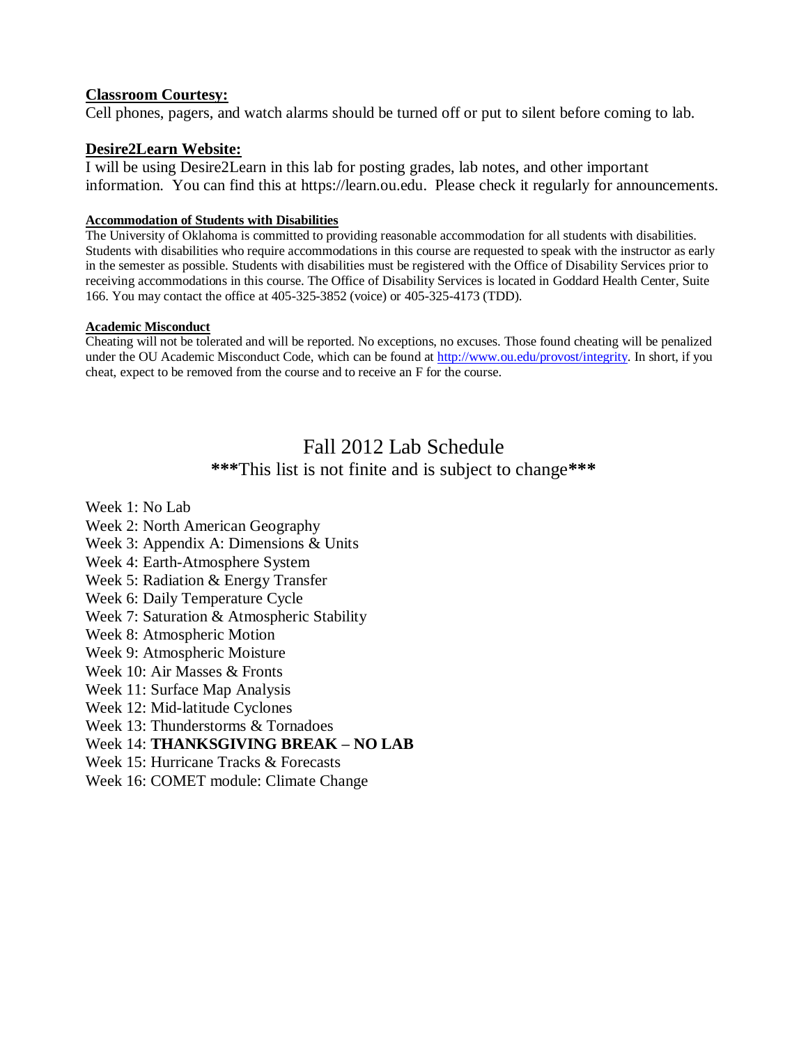**Classroom Courtesy:**

Cell phones, pagers, and watch alarms should be turned off or put to silent before coming to lab.

**Desire2Learn Website:**

I will be using Desire2Learn in this lab for posting grades, lab notes, and other important information. You can find this at https://learn.ou.edu. Please check it regularly for announcements.

**Accommodation of Students with Disabilities**

The University of Oklahoma is committed to providing reasonable accommodation for all students with disabilities. Students with disabilities who require accommodations in this course are requested to speak with the instructor as early in the semester as possible. Students with disabilities must be registered with the Office of Disability Services prior to receiving accommodations in this course. The Office of Disability Services is located in Goddard Health Center, Suite 166. You may contact the office at 405-325-3852 (voice) or 405-325-4173 (TDD).

**Academic Misconduct**

Cheating will not be tolerated and will be reported. No exceptions, no excuses. Those found cheating will be penalized under the OU Academic Misconduct Code, which can be found at http://www.ou.edu/provost/integrity. In short, if you cheat, expect to be removed from the course and to receive an F for the course.

# Fall 2012 Lab Schedule

**\*\*\***This list is not finite and is subject to change**\*\*\***

Week 1: No Lab
Week 2: North American Geography
Week 3: Appendix A: Dimensions & Units
Week 4: Earth-Atmosphere System
Week 5: Radiation & Energy Transfer
Week 6: Daily Temperature Cycle
Week 7: Saturation & Atmospheric Stability
Week 8: Atmospheric Motion
Week 9: Atmospheric Moisture
Week 10: Air Masses & Fronts
Week 11: Surface Map Analysis
Week 12: Mid-latitude Cyclones
Week 13: Thunderstorms & Tornadoes
Week 14: **THANKSGIVING BREAK – NO LAB**
Week 15: Hurricane Tracks & Forecasts
Week 16: COMET module: Climate Change